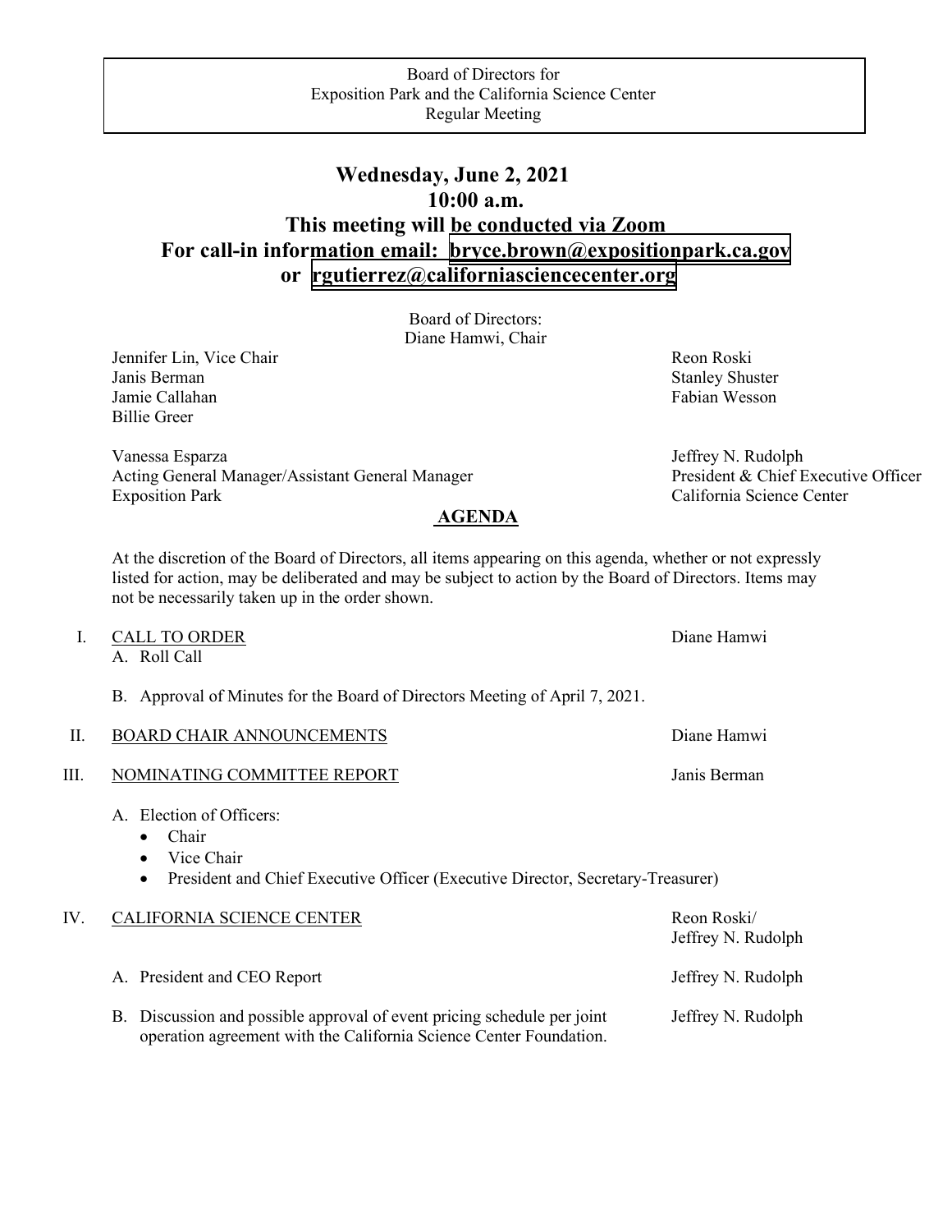Board of Directors for
Exposition Park and the California Science Center
Regular Meeting

# Wednesday, June 2, 2021
# 10:00 a.m.
# This meeting will be conducted via Zoom
# For call-in information email: bryce.brown@expositionpark.ca.gov or rgutierrez@californiasciencecenter.org

Board of Directors:
Diane Hamwi, Chair

Jennifer Lin, Vice Chair
Janis Berman
Jamie Callahan
Billie Greer

Reon Roski
Stanley Shuster
Fabian Wesson

Vanessa Esparza
Acting General Manager/Assistant General Manager
Exposition Park

Jeffrey N. Rudolph
President & Chief Executive Officer
California Science Center

## AGENDA

At the discretion of the Board of Directors, all items appearing on this agenda, whether or not expressly listed for action, may be deliberated and may be subject to action by the Board of Directors. Items may not be necessarily taken up in the order shown.

I. CALL TO ORDER — Diane Hamwi
   A. Roll Call

   B. Approval of Minutes for the Board of Directors Meeting of April 7, 2021.

II. BOARD CHAIR ANNOUNCEMENTS — Diane Hamwi

III. NOMINATING COMMITTEE REPORT — Janis Berman

   A. Election of Officers:
   - Chair
   - Vice Chair
   - President and Chief Executive Officer (Executive Director, Secretary-Treasurer)

IV. CALIFORNIA SCIENCE CENTER — Reon Roski/ Jeffrey N. Rudolph

   A. President and CEO Report — Jeffrey N. Rudolph

   B. Discussion and possible approval of event pricing schedule per joint operation agreement with the California Science Center Foundation. — Jeffrey N. Rudolph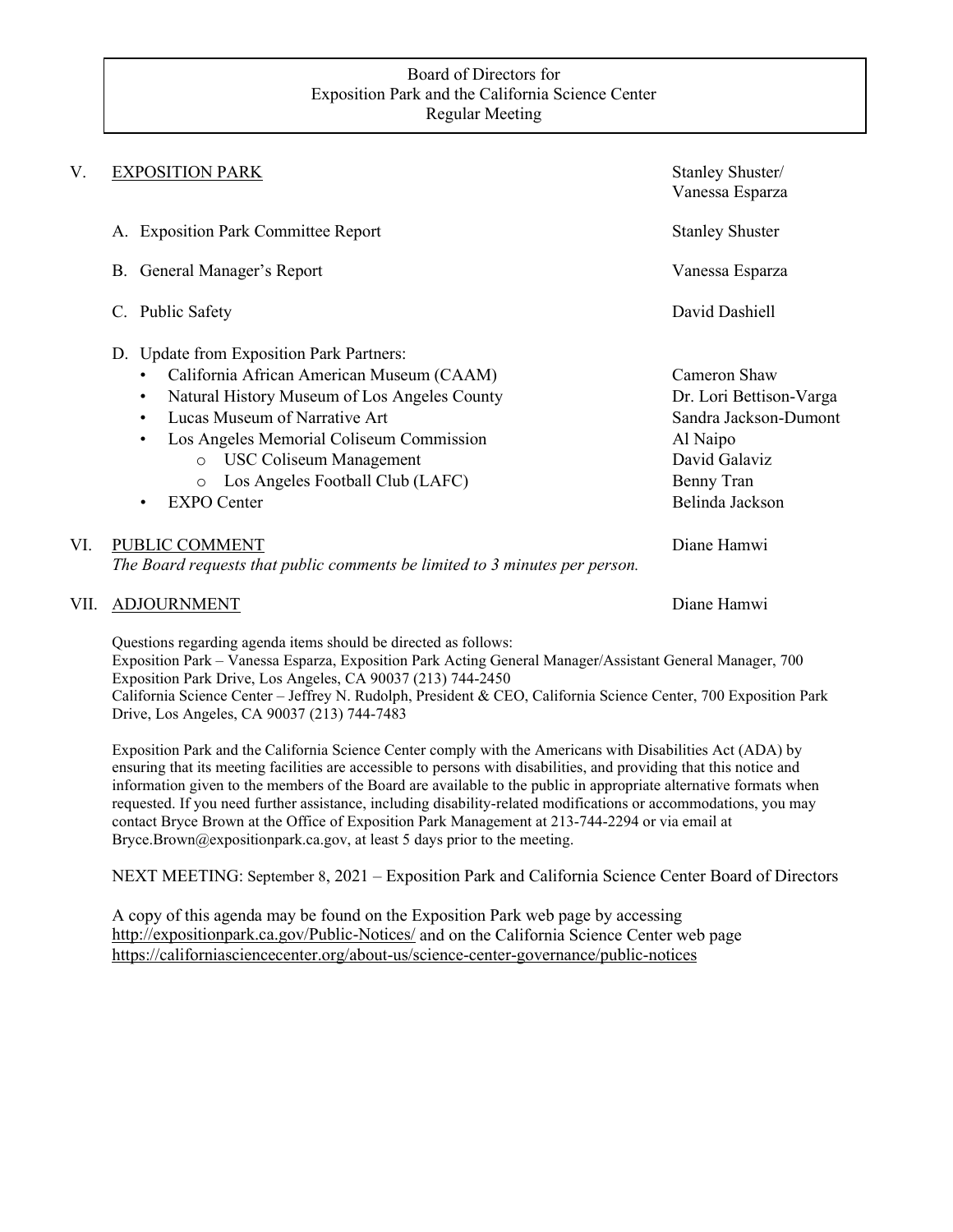Board of Directors for
Exposition Park and the California Science Center
Regular Meeting

V. <u>EXPOSITION PARK</u> — Stanley Shuster/ Vanessa Esparza

A. Exposition Park Committee Report — Stanley Shuster

B. General Manager's Report — Vanessa Esparza

C. Public Safety — David Dashiell

D. Update from Exposition Park Partners:

- California African American Museum (CAAM) — Cameron Shaw
- Natural History Museum of Los Angeles County — Dr. Lori Bettison-Varga
- Lucas Museum of Narrative Art — Sandra Jackson-Dumont
- Los Angeles Memorial Coliseum Commission — Al Naipo
  - USC Coliseum Management — David Galaviz
  - Los Angeles Football Club (LAFC) — Benny Tran
- EXPO Center — Belinda Jackson

VI. <u>PUBLIC COMMENT</u> — Diane Hamwi

*The Board requests that public comments be limited to 3 minutes per person.*

VII. <u>ADJOURNMENT</u> — Diane Hamwi

Questions regarding agenda items should be directed as follows:
Exposition Park – Vanessa Esparza, Exposition Park Acting General Manager/Assistant General Manager, 700 Exposition Park Drive, Los Angeles, CA 90037 (213) 744-2450
California Science Center – Jeffrey N. Rudolph, President & CEO, California Science Center, 700 Exposition Park Drive, Los Angeles, CA 90037 (213) 744-7483

Exposition Park and the California Science Center comply with the Americans with Disabilities Act (ADA) by ensuring that its meeting facilities are accessible to persons with disabilities, and providing that this notice and information given to the members of the Board are available to the public in appropriate alternative formats when requested. If you need further assistance, including disability-related modifications or accommodations, you may contact Bryce Brown at the Office of Exposition Park Management at 213-744-2294 or via email at Bryce.Brown@expositionpark.ca.gov, at least 5 days prior to the meeting.

NEXT MEETING: September 8, 2021 – Exposition Park and California Science Center Board of Directors

A copy of this agenda may be found on the Exposition Park web page by accessing <u>http://expositionpark.ca.gov/Public-Notices/</u> and on the California Science Center web page <u>https://californiasciencecenter.org/about-us/science-center-governance/public-notices</u>